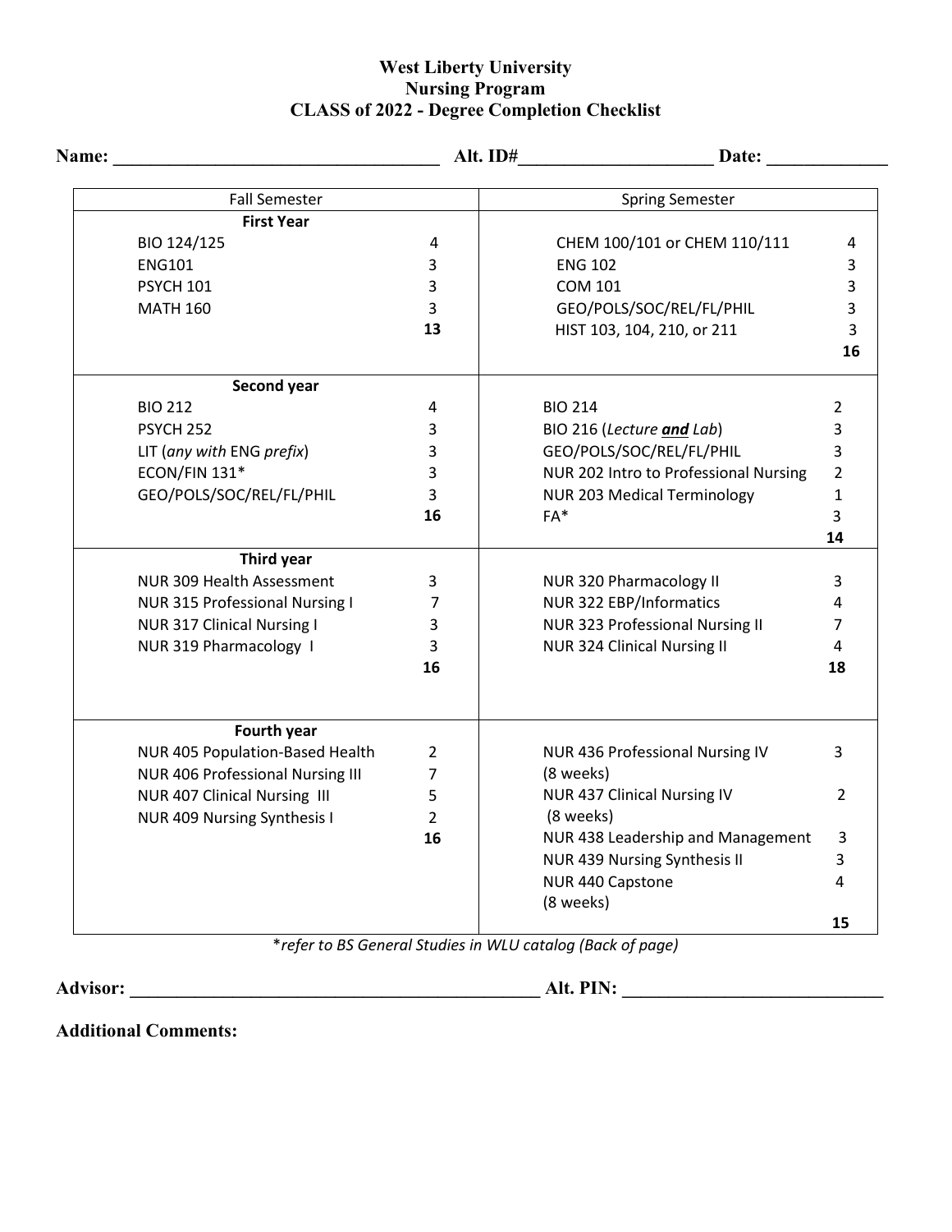# West Liberty University
## Nursing Program
## CLASS of 2022 - Degree Completion Checklist

**Name:** ___________________________________ **Alt. ID#**_____________________ **Date:** _____________

| Fall Semester | | Spring Semester | |
|---|---|---|---|
| **First Year** | | | |
| BIO 124/125 | 4 | CHEM 100/101 or CHEM 110/111 | 4 |
| ENG101 | 3 | ENG 102 | 3 |
| PSYCH 101 | 3 | COM 101 | 3 |
| MATH 160 | 3 | GEO/POLS/SOC/REL/FL/PHIL | 3 |
| | **13** | HIST 103, 104, 210, or 211 | 3 |
| | | | **16** |
| **Second year** | | | |
| BIO 212 | 4 | BIO 214 | 2 |
| PSYCH 252 | 3 | BIO 216 (*Lecture **and** Lab*) | 3 |
| LIT (*any with* ENG *prefix*) | 3 | GEO/POLS/SOC/REL/FL/PHIL | 3 |
| ECON/FIN 131* | 3 | NUR 202 Intro to Professional Nursing | 2 |
| GEO/POLS/SOC/REL/FL/PHIL | 3 | NUR 203 Medical Terminology | 1 |
| | **16** | FA* | 3 |
| | | | **14** |
| **Third year** | | | |
| NUR 309 Health Assessment | 3 | NUR 320 Pharmacology II | 3 |
| NUR 315 Professional Nursing I | 7 | NUR 322 EBP/Informatics | 4 |
| NUR 317 Clinical Nursing I | 3 | NUR 323 Professional Nursing II | 7 |
| NUR 319 Pharmacology I | 3 | NUR 324 Clinical Nursing II | 4 |
| | **16** | | **18** |
| **Fourth year** | | | |
| NUR 405 Population-Based Health | 2 | NUR 436 Professional Nursing IV (8 weeks) | 3 |
| NUR 406 Professional Nursing III | 7 | NUR 437 Clinical Nursing IV (8 weeks) | 2 |
| NUR 407 Clinical Nursing III | 5 | NUR 438 Leadership and Management | 3 |
| NUR 409 Nursing Synthesis I | 2 | NUR 439 Nursing Synthesis II | 3 |
| | **16** | NUR 440 Capstone (8 weeks) | 4 |
| | | | **15** |

*\*refer to BS General Studies in WLU catalog (Back of page)*

**Advisor:** _____________________________________________ **Alt. PIN:** ____________________________

**Additional Comments:**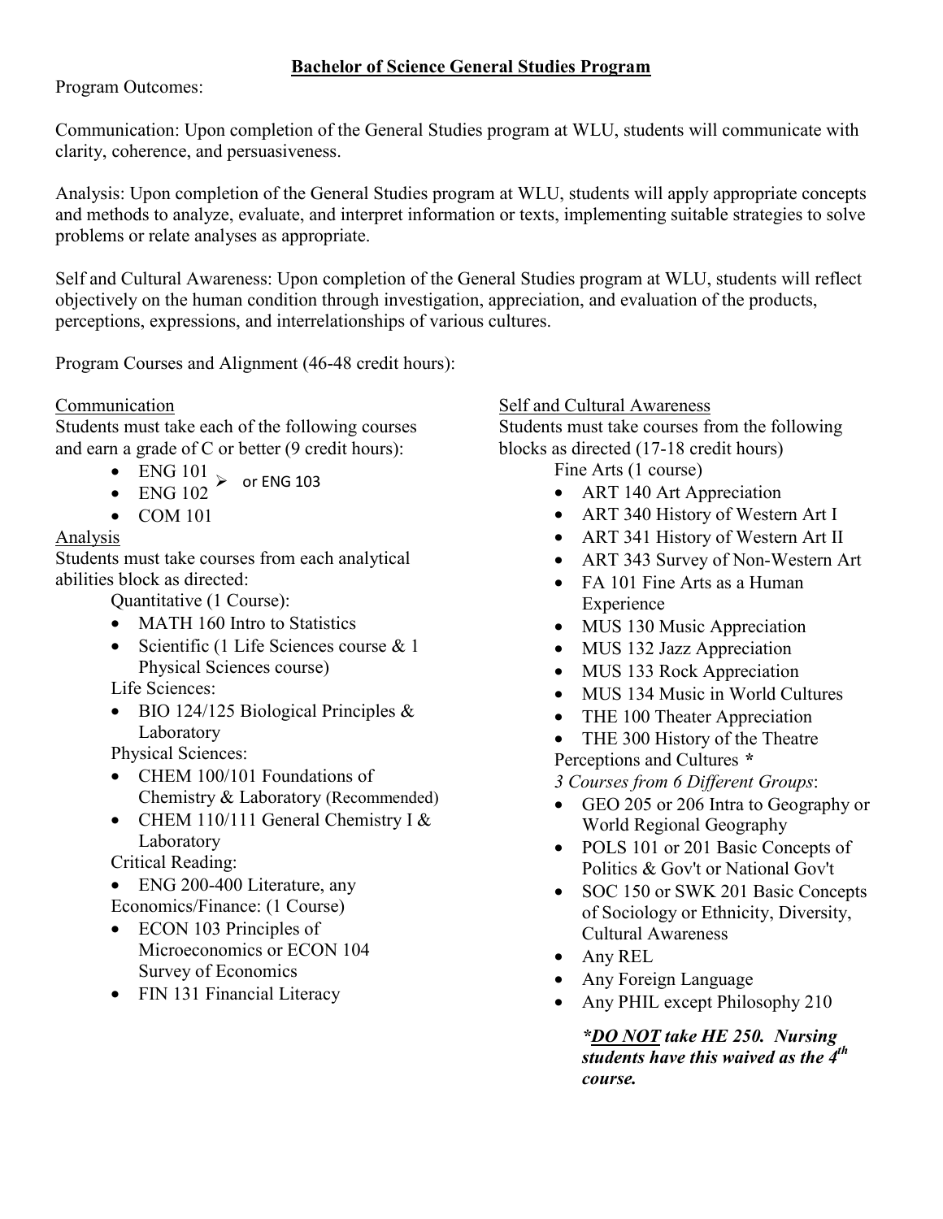## Bachelor of Science General Studies Program

Program Outcomes:

Communication: Upon completion of the General Studies program at WLU, students will communicate with clarity, coherence, and persuasiveness.

Analysis: Upon completion of the General Studies program at WLU, students will apply appropriate concepts and methods to analyze, evaluate, and interpret information or texts, implementing suitable strategies to solve problems or relate analyses as appropriate.

Self and Cultural Awareness: Upon completion of the General Studies program at WLU, students will reflect objectively on the human condition through investigation, appreciation, and evaluation of the products, perceptions, expressions, and interrelationships of various cultures.

Program Courses and Alignment (46-48 credit hours):

### Communication

Students must take each of the following courses and earn a grade of C or better (9 credit hours):

- ENG 101
- ENG 102
  - or ENG 103
- COM 101

### Analysis

Students must take courses from each analytical abilities block as directed:

Quantitative (1 Course):

- MATH 160 Intro to Statistics
- Scientific (1 Life Sciences course & 1 Physical Sciences course)

Life Sciences:

- BIO 124/125 Biological Principles & Laboratory

Physical Sciences:

- CHEM 100/101 Foundations of Chemistry & Laboratory (Recommended)
- CHEM 110/111 General Chemistry I & Laboratory

Critical Reading:

- ENG 200-400 Literature, any

Economics/Finance: (1 Course)

- ECON 103 Principles of Microeconomics or ECON 104 Survey of Economics
- FIN 131 Financial Literacy

### Self and Cultural Awareness

Students must take courses from the following blocks as directed (17-18 credit hours)

Fine Arts (1 course)

- ART 140 Art Appreciation
- ART 340 History of Western Art I
- ART 341 History of Western Art II
- ART 343 Survey of Non-Western Art
- FA 101 Fine Arts as a Human Experience
- MUS 130 Music Appreciation
- MUS 132 Jazz Appreciation
- MUS 133 Rock Appreciation
- MUS 134 Music in World Cultures
- THE 100 Theater Appreciation
- THE 300 History of the Theatre

Perceptions and Cultures **\***

*3 Courses from 6 Different Groups*:

- GEO 205 or 206 Intra to Geography or World Regional Geography
- POLS 101 or 201 Basic Concepts of Politics & Gov't or National Gov't
- SOC 150 or SWK 201 Basic Concepts of Sociology or Ethnicity, Diversity, Cultural Awareness
- Any REL
- Any Foreign Language
- Any PHIL except Philosophy 210

***<u>DO NOT</u> take HE 250. Nursing students have this waived as the 4th course.***